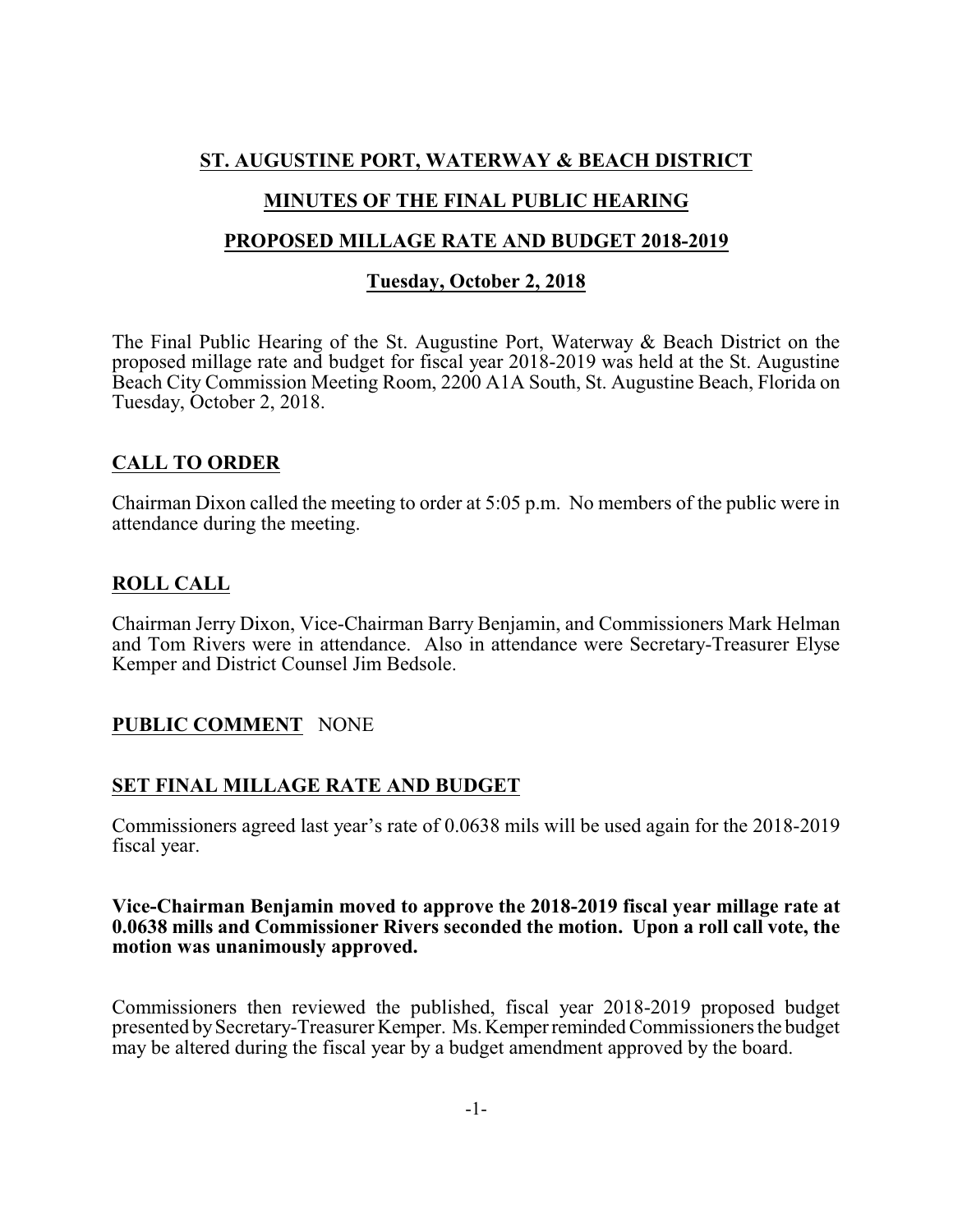# ST. AUGUSTINE PORT, WATERWAY & BEACH DISTRICT

## MINUTES OF THE FINAL PUBLIC HEARING

## PROPOSED MILLAGE RATE AND BUDGET 2018-2019

### Tuesday, October 2, 2018

The Final Public Hearing of the St. Augustine Port, Waterway & Beach District on the proposed millage rate and budget for fiscal year 2018-2019 was held at the St. Augustine Beach City Commission Meeting Room, 2200 A1A South, St. Augustine Beach, Florida on Tuesday, October 2, 2018.

## CALL TO ORDER

Chairman Dixon called the meeting to order at 5:05 p.m. No members of the public were in attendance during the meeting.

## ROLL CALL

Chairman Jerry Dixon, Vice-Chairman Barry Benjamin, and Commissioners Mark Helman and Tom Rivers were in attendance. Also in attendance were Secretary-Treasurer Elyse Kemper and District Counsel Jim Bedsole.

## PUBLIC COMMENT NONE

## SET FINAL MILLAGE RATE AND BUDGET

Commissioners agreed last year's rate of 0.0638 mils will be used again for the 2018-2019 fiscal year.

**Vice-Chairman Benjamin moved to approve the 2018-2019 fiscal year millage rate at 0.0638 mills and Commissioner Rivers seconded the motion. Upon a roll call vote, the motion was unanimously approved.**

Commissioners then reviewed the published, fiscal year 2018-2019 proposed budget presented by Secretary-Treasurer Kemper. Ms. Kemper reminded Commissioners the budget may be altered during the fiscal year by a budget amendment approved by the board.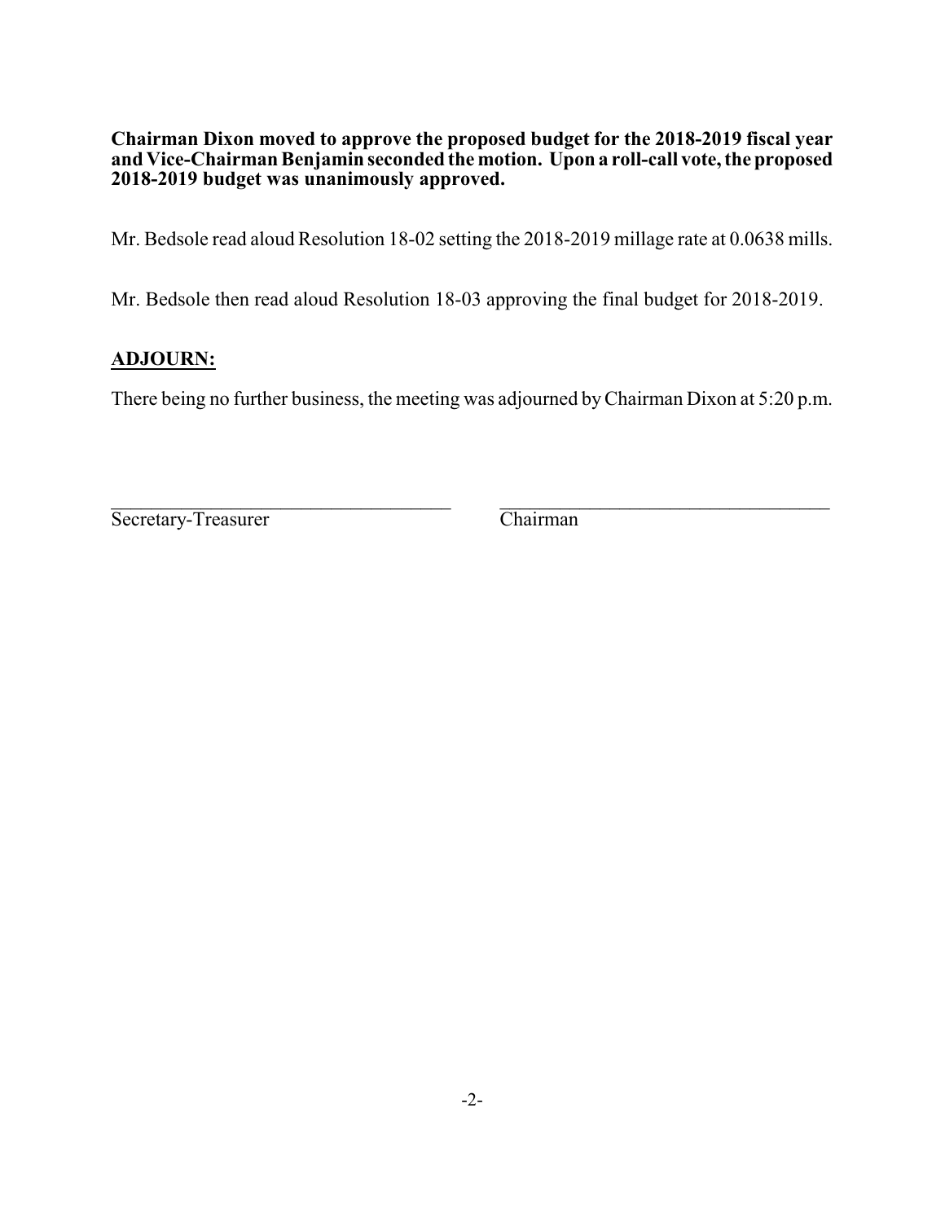**Chairman Dixon moved to approve the proposed budget for the 2018-2019 fiscal year and Vice-Chairman Benjamin seconded the motion. Upon a roll-call vote, the proposed 2018-2019 budget was unanimously approved.**

Mr. Bedsole read aloud Resolution 18-02 setting the 2018-2019 millage rate at 0.0638 mills.

Mr. Bedsole then read aloud Resolution 18-03 approving the final budget for 2018-2019.

**ADJOURN:**

There being no further business, the meeting was adjourned by Chairman Dixon at 5:20 p.m.

\_\_\_\_\_\_\_\_\_\_\_\_\_\_\_\_\_\_\_\_\_\_\_\_\_\_\_\_\_\_\_\_\_\_\_\_ \_\_\_\_\_\_\_\_\_\_\_\_\_\_\_\_\_\_\_\_\_\_\_\_\_\_\_\_\_\_\_\_\_\_\_\_

Secretary-Treasurer Chairman